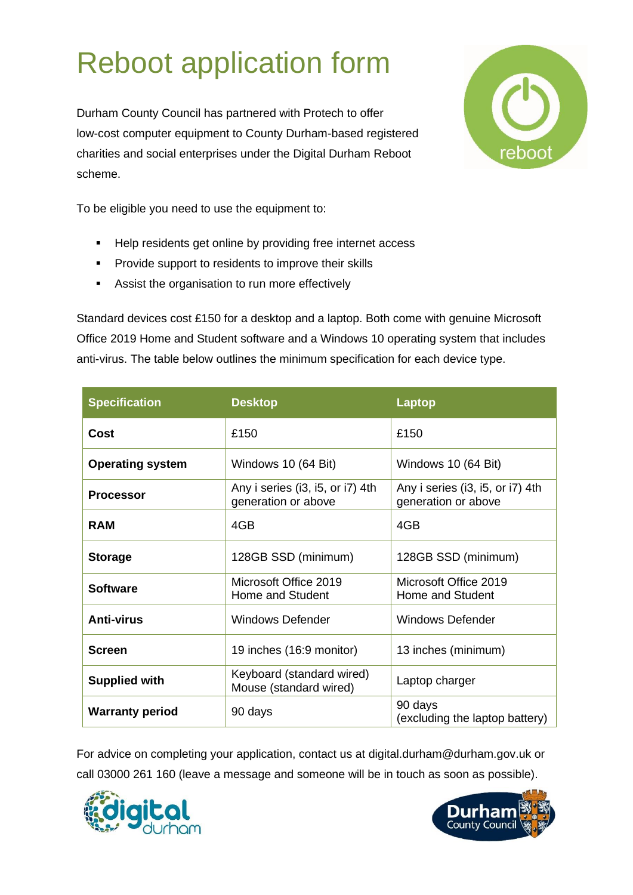# Reboot application form

Durham County Council has partnered with Protech to offer low-cost computer equipment to County Durham-based registered charities and social enterprises under the Digital Durham Reboot scheme.

To be eligible you need to use the equipment to:

- Help residents get online by providing free internet access
- Provide support to residents to improve their skills
- Assist the organisation to run more effectively

Standard devices cost £150 for a desktop and a laptop. Both come with genuine Microsoft Office 2019 Home and Student software and a Windows 10 operating system that includes anti-virus. The table below outlines the minimum specification for each device type.

| Specification | Desktop | Laptop |
|---|---|---|
| **Cost** | £150 | £150 |
| **Operating system** | Windows 10 (64 Bit) | Windows 10 (64 Bit) |
| **Processor** | Any i series (i3, i5, or i7) 4th generation or above | Any i series (i3, i5, or i7) 4th generation or above |
| **RAM** | 4GB | 4GB |
| **Storage** | 128GB SSD (minimum) | 128GB SSD (minimum) |
| **Software** | Microsoft Office 2019 Home and Student | Microsoft Office 2019 Home and Student |
| **Anti-virus** | Windows Defender | Windows Defender |
| **Screen** | 19 inches (16:9 monitor) | 13 inches (minimum) |
| **Supplied with** | Keyboard (standard wired) Mouse (standard wired) | Laptop charger |
| **Warranty period** | 90 days | 90 days (excluding the laptop battery) |

For advice on completing your application, contact us at digital.durham@durham.gov.uk or call 03000 261 160 (leave a message and someone will be in touch as soon as possible).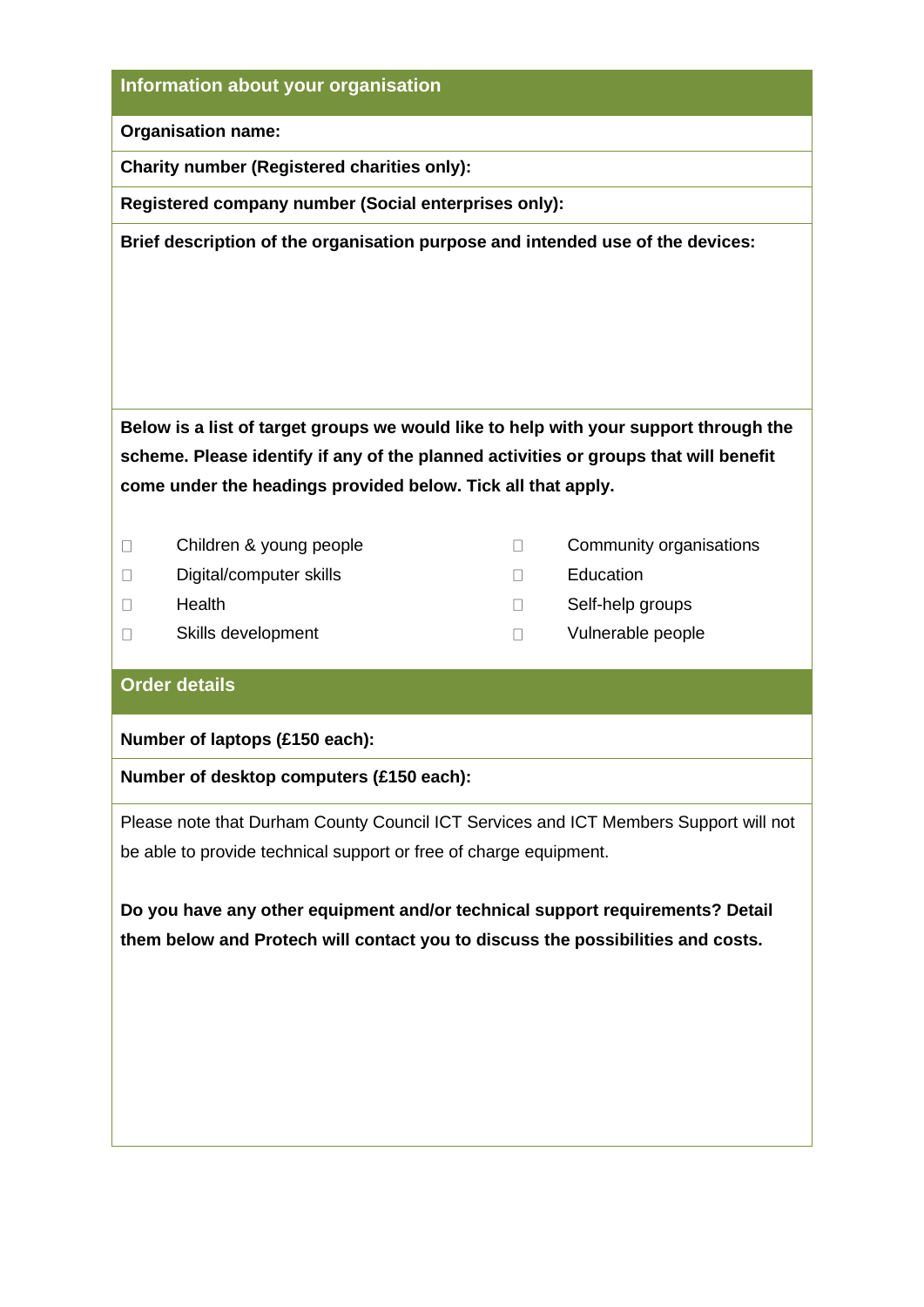## Information about your organisation

**Organisation name:**

**Charity number (Registered charities only):**

**Registered company number (Social enterprises only):**

**Brief description of the organisation purpose and intended use of the devices:**

**Below is a list of target groups we would like to help with your support through the scheme. Please identify if any of the planned activities or groups that will benefit come under the headings provided below. Tick all that apply.**

- ☐ Children & young people
- ☐ Digital/computer skills
- ☐ Health
- ☐ Skills development
- ☐ Community organisations
- ☐ Education
- ☐ Self-help groups
- ☐ Vulnerable people

## Order details

**Number of laptops (£150 each):**

**Number of desktop computers (£150 each):**

Please note that Durham County Council ICT Services and ICT Members Support will not be able to provide technical support or free of charge equipment.

**Do you have any other equipment and/or technical support requirements? Detail them below and Protech will contact you to discuss the possibilities and costs.**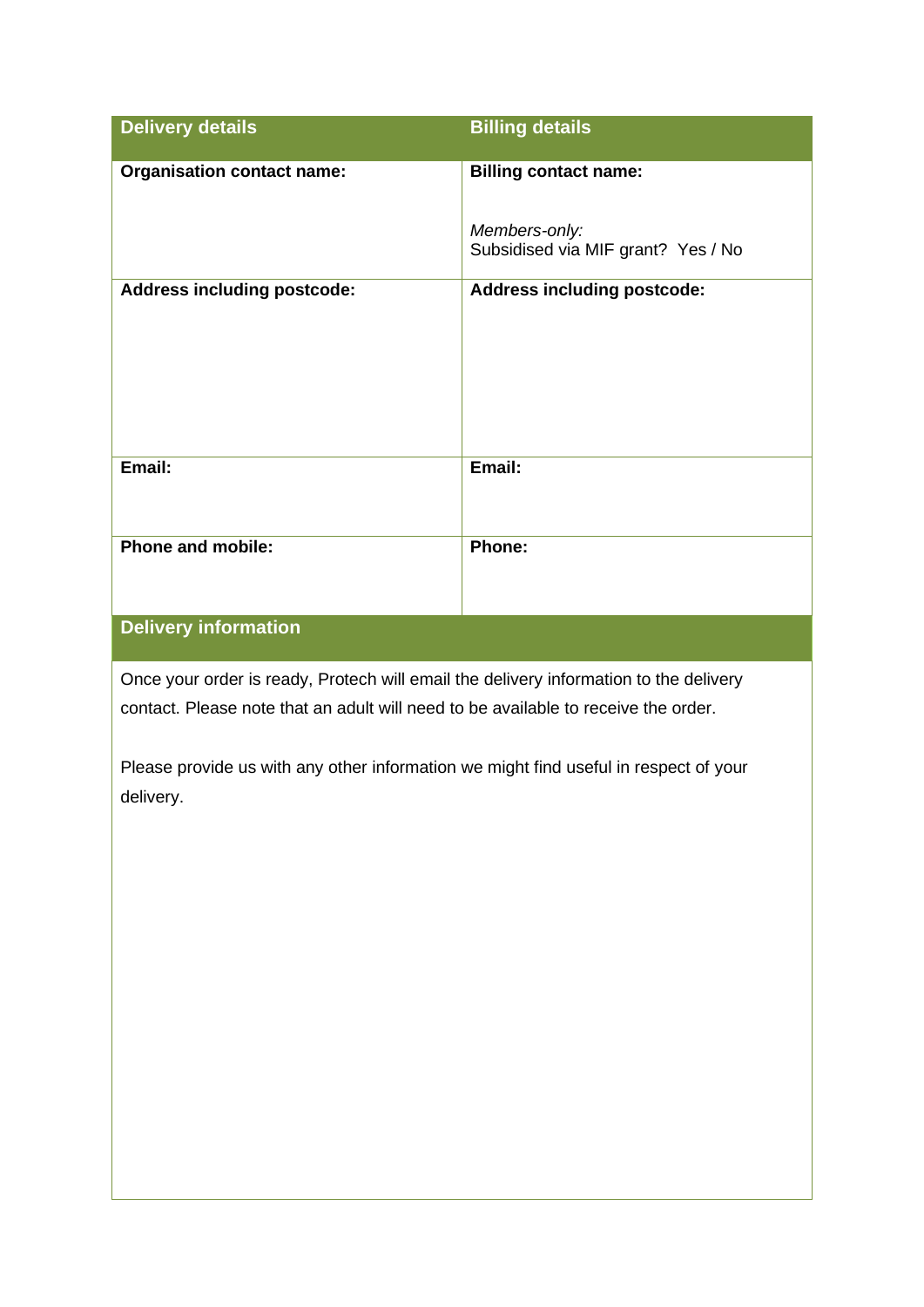| Delivery details | Billing details |
| --- | --- |
| **Organisation contact name:** | **Billing contact name:**<br><br>*Members-only:*<br>Subsidised via MIF grant?  Yes / No |
| **Address including postcode:** | **Address including postcode:** |
| **Email:** | **Email:** |
| **Phone and mobile:** | **Phone:** |

## Delivery information

Once your order is ready, Protech will email the delivery information to the delivery contact. Please note that an adult will need to be available to receive the order.

Please provide us with any other information we might find useful in respect of your delivery.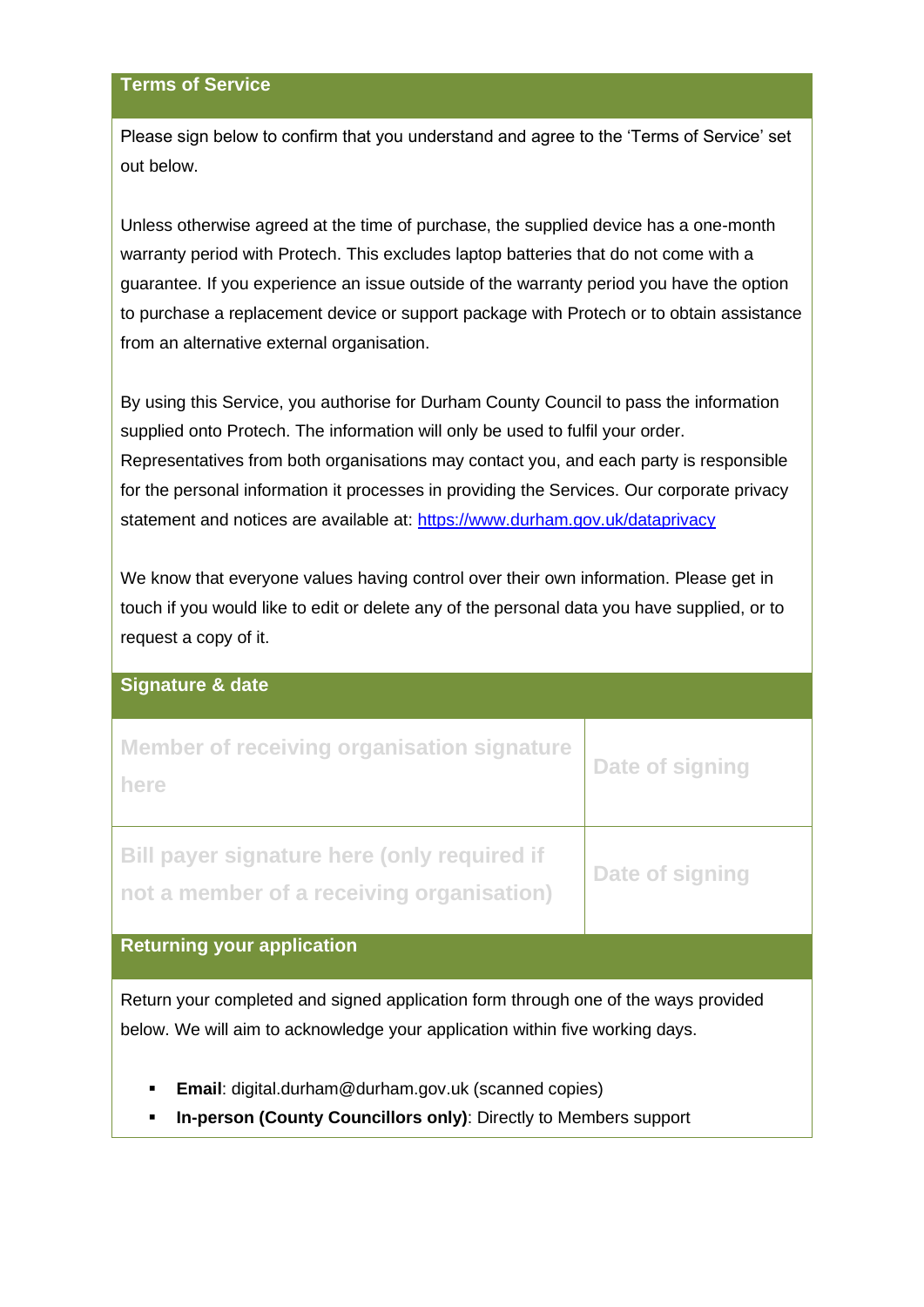## Terms of Service

Please sign below to confirm that you understand and agree to the 'Terms of Service' set out below.

Unless otherwise agreed at the time of purchase, the supplied device has a one-month warranty period with Protech. This excludes laptop batteries that do not come with a guarantee. If you experience an issue outside of the warranty period you have the option to purchase a replacement device or support package with Protech or to obtain assistance from an alternative external organisation.

By using this Service, you authorise for Durham County Council to pass the information supplied onto Protech. The information will only be used to fulfil your order. Representatives from both organisations may contact you, and each party is responsible for the personal information it processes in providing the Services. Our corporate privacy statement and notices are available at: https://www.durham.gov.uk/dataprivacy

We know that everyone values having control over their own information. Please get in touch if you would like to edit or delete any of the personal data you have supplied, or to request a copy of it.

## Signature & date

| | |
|---|---|
| Member of receiving organisation signature here | Date of signing |
| Bill payer signature here (only required if not a member of a receiving organisation) | Date of signing |

## Returning your application

Return your completed and signed application form through one of the ways provided below. We will aim to acknowledge your application within five working days.

- **Email**: digital.durham@durham.gov.uk (scanned copies)
- **In-person (County Councillors only)**: Directly to Members support